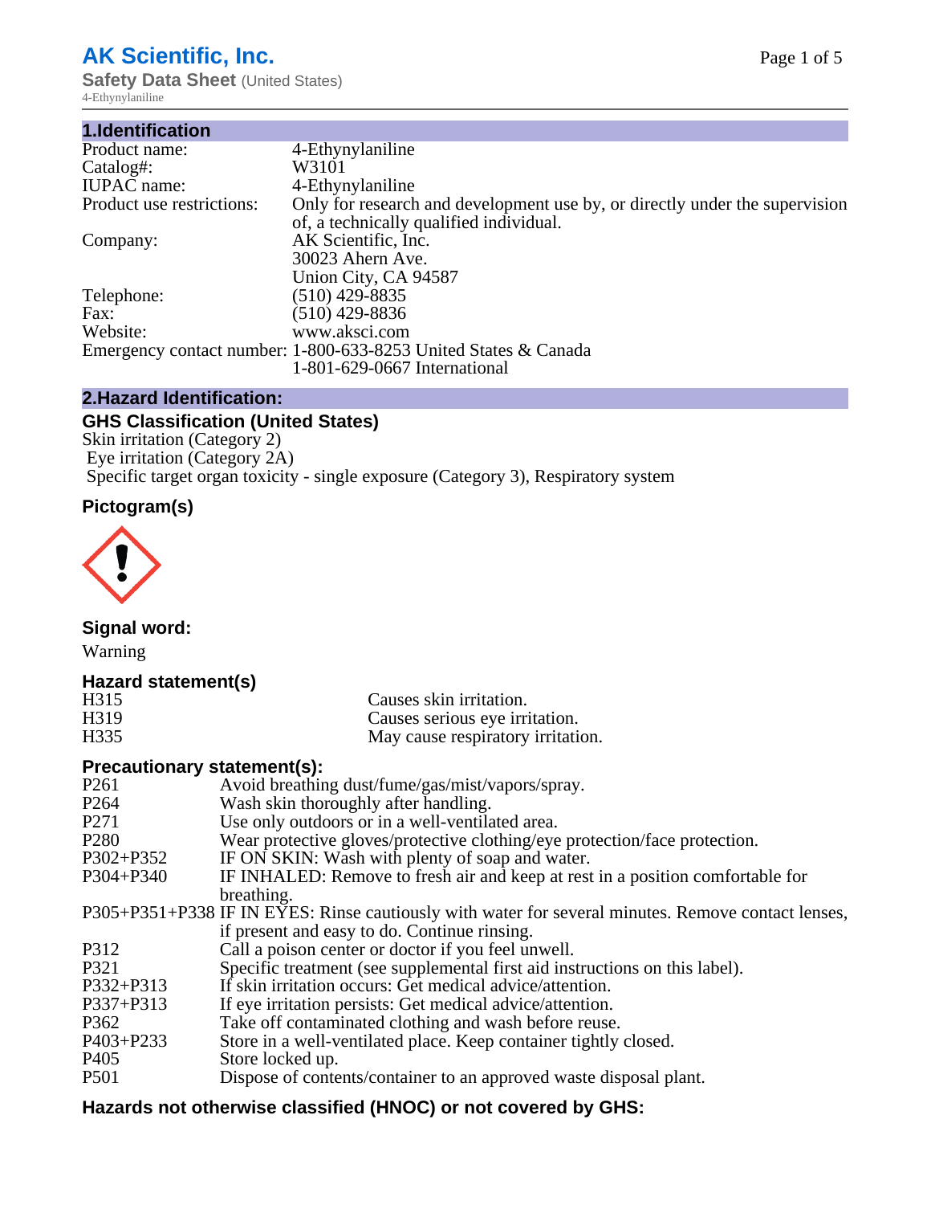# AK Scientific, Inc.

**Safety Data Sheet** (United States)

4-Ethynylaniline

## 1.Identification

| | |
|---|---|
| Product name: | 4-Ethynylaniline |
| Catalog#: | W3101 |
| IUPAC name: | 4-Ethynylaniline |
| Product use restrictions: | Only for research and development use by, or directly under the supervision of, a technically qualified individual. |
| Company: | AK Scientific, Inc.<br>30023 Ahern Ave.<br>Union City, CA 94587 |
| Telephone: | (510) 429-8835 |
| Fax: | (510) 429-8836 |
| Website: | www.aksci.com |
| Emergency contact number: | 1-800-633-8253 United States & Canada<br>1-801-629-0667 International |

## 2.Hazard Identification:

### GHS Classification (United States)

Skin irritation (Category 2)
Eye irritation (Category 2A)
Specific target organ toxicity - single exposure (Category 3), Respiratory system

### Pictogram(s)

### Signal word:

Warning

### Hazard statement(s)

| | |
|---|---|
| H315 | Causes skin irritation. |
| H319 | Causes serious eye irritation. |
| H335 | May cause respiratory irritation. |

### Precautionary statement(s):

| | |
|---|---|
| P261 | Avoid breathing dust/fume/gas/mist/vapors/spray. |
| P264 | Wash skin thoroughly after handling. |
| P271 | Use only outdoors or in a well-ventilated area. |
| P280 | Wear protective gloves/protective clothing/eye protection/face protection. |
| P302+P352 | IF ON SKIN: Wash with plenty of soap and water. |
| P304+P340 | IF INHALED: Remove to fresh air and keep at rest in a position comfortable for breathing. |
| P305+P351+P338 | IF IN EYES: Rinse cautiously with water for several minutes. Remove contact lenses, if present and easy to do. Continue rinsing. |
| P312 | Call a poison center or doctor if you feel unwell. |
| P321 | Specific treatment (see supplemental first aid instructions on this label). |
| P332+P313 | If skin irritation occurs: Get medical advice/attention. |
| P337+P313 | If eye irritation persists: Get medical advice/attention. |
| P362 | Take off contaminated clothing and wash before reuse. |
| P403+P233 | Store in a well-ventilated place. Keep container tightly closed. |
| P405 | Store locked up. |
| P501 | Dispose of contents/container to an approved waste disposal plant. |

### Hazards not otherwise classified (HNOC) or not covered by GHS: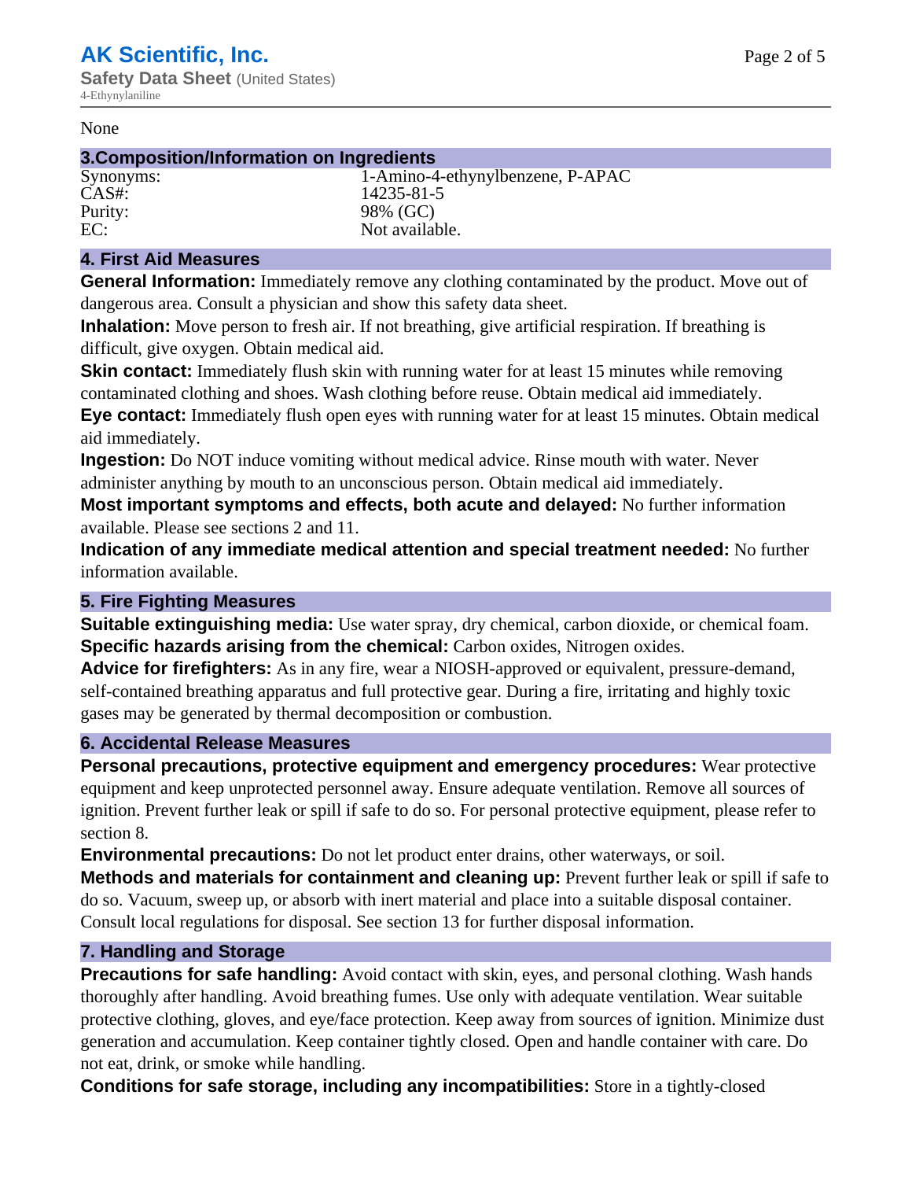None

## 3.Composition/Information on Ingredients

| | |
|---|---|
| Synonyms: | 1-Amino-4-ethynylbenzene, P-APAC |
| CAS#: | 14235-81-5 |
| Purity: | 98% (GC) |
| EC: | Not available. |

## 4. First Aid Measures

**General Information:** Immediately remove any clothing contaminated by the product. Move out of dangerous area. Consult a physician and show this safety data sheet.

**Inhalation:** Move person to fresh air. If not breathing, give artificial respiration. If breathing is difficult, give oxygen. Obtain medical aid.

**Skin contact:** Immediately flush skin with running water for at least 15 minutes while removing contaminated clothing and shoes. Wash clothing before reuse. Obtain medical aid immediately.

**Eye contact:** Immediately flush open eyes with running water for at least 15 minutes. Obtain medical aid immediately.

**Ingestion:** Do NOT induce vomiting without medical advice. Rinse mouth with water. Never administer anything by mouth to an unconscious person. Obtain medical aid immediately.

**Most important symptoms and effects, both acute and delayed:** No further information available. Please see sections 2 and 11.

**Indication of any immediate medical attention and special treatment needed:** No further information available.

## 5. Fire Fighting Measures

**Suitable extinguishing media:** Use water spray, dry chemical, carbon dioxide, or chemical foam.

**Specific hazards arising from the chemical:** Carbon oxides, Nitrogen oxides.

**Advice for firefighters:** As in any fire, wear a NIOSH-approved or equivalent, pressure-demand, self-contained breathing apparatus and full protective gear. During a fire, irritating and highly toxic gases may be generated by thermal decomposition or combustion.

## 6. Accidental Release Measures

**Personal precautions, protective equipment and emergency procedures:** Wear protective equipment and keep unprotected personnel away. Ensure adequate ventilation. Remove all sources of ignition. Prevent further leak or spill if safe to do so. For personal protective equipment, please refer to section 8.

**Environmental precautions:** Do not let product enter drains, other waterways, or soil.

**Methods and materials for containment and cleaning up:** Prevent further leak or spill if safe to do so. Vacuum, sweep up, or absorb with inert material and place into a suitable disposal container. Consult local regulations for disposal. See section 13 for further disposal information.

## 7. Handling and Storage

**Precautions for safe handling:** Avoid contact with skin, eyes, and personal clothing. Wash hands thoroughly after handling. Avoid breathing fumes. Use only with adequate ventilation. Wear suitable protective clothing, gloves, and eye/face protection. Keep away from sources of ignition. Minimize dust generation and accumulation. Keep container tightly closed. Open and handle container with care. Do not eat, drink, or smoke while handling.

**Conditions for safe storage, including any incompatibilities:** Store in a tightly-closed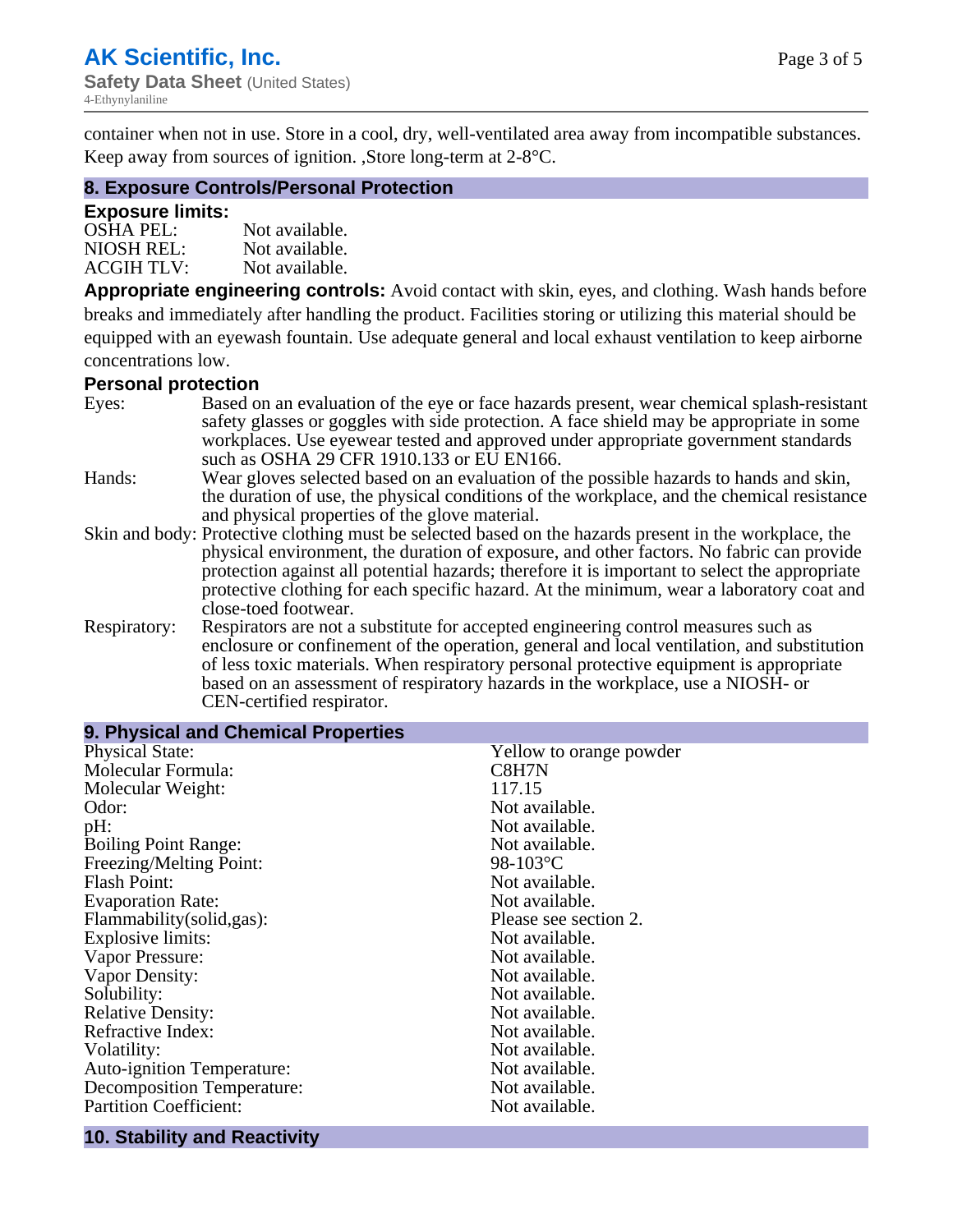container when not in use. Store in a cool, dry, well-ventilated area away from incompatible substances. Keep away from sources of ignition. ,Store long-term at 2-8°C.

## 8. Exposure Controls/Personal Protection

### Exposure limits:

| | |
|---|---|
| OSHA PEL: | Not available. |
| NIOSH REL: | Not available. |
| ACGIH TLV: | Not available. |

**Appropriate engineering controls:** Avoid contact with skin, eyes, and clothing. Wash hands before breaks and immediately after handling the product. Facilities storing or utilizing this material should be equipped with an eyewash fountain. Use adequate general and local exhaust ventilation to keep airborne concentrations low.

### Personal protection

| | |
|---|---|
| Eyes: | Based on an evaluation of the eye or face hazards present, wear chemical splash-resistant safety glasses or goggles with side protection. A face shield may be appropriate in some workplaces. Use eyewear tested and approved under appropriate government standards such as OSHA 29 CFR 1910.133 or EU EN166. |
| Hands: | Wear gloves selected based on an evaluation of the possible hazards to hands and skin, the duration of use, the physical conditions of the workplace, and the chemical resistance and physical properties of the glove material. |
| Skin and body: | Protective clothing must be selected based on the hazards present in the workplace, the physical environment, the duration of exposure, and other factors. No fabric can provide protection against all potential hazards; therefore it is important to select the appropriate protective clothing for each specific hazard. At the minimum, wear a laboratory coat and close-toed footwear. |
| Respiratory: | Respirators are not a substitute for accepted engineering control measures such as enclosure or confinement of the operation, general and local ventilation, and substitution of less toxic materials. When respiratory personal protective equipment is appropriate based on an assessment of respiratory hazards in the workplace, use a NIOSH- or CEN-certified respirator. |

## 9. Physical and Chemical Properties

| | |
|---|---|
| Physical State: | Yellow to orange powder |
| Molecular Formula: | C8H7N |
| Molecular Weight: | 117.15 |
| Odor: | Not available. |
| pH: | Not available. |
| Boiling Point Range: | Not available. |
| Freezing/Melting Point: | 98-103°C |
| Flash Point: | Not available. |
| Evaporation Rate: | Not available. |
| Flammability(solid,gas): | Please see section 2. |
| Explosive limits: | Not available. |
| Vapor Pressure: | Not available. |
| Vapor Density: | Not available. |
| Solubility: | Not available. |
| Relative Density: | Not available. |
| Refractive Index: | Not available. |
| Volatility: | Not available. |
| Auto-ignition Temperature: | Not available. |
| Decomposition Temperature: | Not available. |
| Partition Coefficient: | Not available. |

## 10. Stability and Reactivity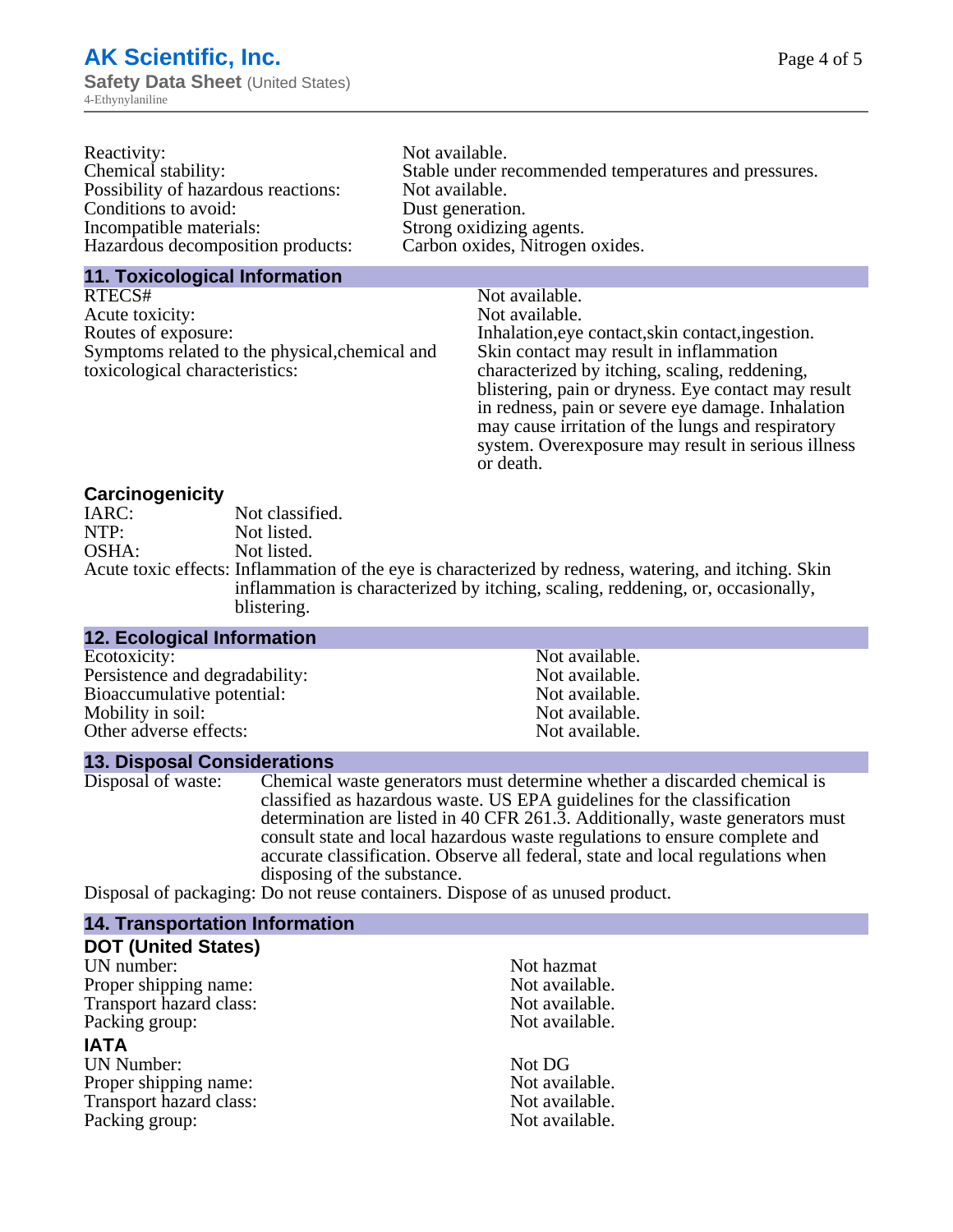| | |
|---|---|
| Reactivity: | Not available. |
| Chemical stability: | Stable under recommended temperatures and pressures. |
| Possibility of hazardous reactions: | Not available. |
| Conditions to avoid: | Dust generation. |
| Incompatible materials: | Strong oxidizing agents. |
| Hazardous decomposition products: | Carbon oxides, Nitrogen oxides. |

## 11. Toxicological Information

| | |
|---|---|
| RTECS# | Not available. |
| Acute toxicity: | Not available. |
| Routes of exposure: | Inhalation,eye contact,skin contact,ingestion. |
| Symptoms related to the physical,chemical and toxicological characteristics: | Skin contact may result in inflammation characterized by itching, scaling, reddening, blistering, pain or dryness. Eye contact may result in redness, pain or severe eye damage. Inhalation may cause irritation of the lungs and respiratory system. Overexposure may result in serious illness or death. |

### Carcinogenicity

| | |
|---|---|
| IARC: | Not classified. |
| NTP: | Not listed. |
| OSHA: | Not listed. |
| Acute toxic effects: | Inflammation of the eye is characterized by redness, watering, and itching. Skin inflammation is characterized by itching, scaling, reddening, or, occasionally, blistering. |

## 12. Ecological Information

| | |
|---|---|
| Ecotoxicity: | Not available. |
| Persistence and degradability: | Not available. |
| Bioaccumulative potential: | Not available. |
| Mobility in soil: | Not available. |
| Other adverse effects: | Not available. |

## 13. Disposal Considerations

| | |
|---|---|
| Disposal of waste: | Chemical waste generators must determine whether a discarded chemical is classified as hazardous waste. US EPA guidelines for the classification determination are listed in 40 CFR 261.3. Additionally, waste generators must consult state and local hazardous waste regulations to ensure complete and accurate classification. Observe all federal, state and local regulations when disposing of the substance. |
| Disposal of packaging: | Do not reuse containers. Dispose of as unused product. |

## 14. Transportation Information

### DOT (United States)

| | |
|---|---|
| UN number: | Not hazmat |
| Proper shipping name: | Not available. |
| Transport hazard class: | Not available. |
| Packing group: | Not available. |

### IATA

| | |
|---|---|
| UN Number: | Not DG |
| Proper shipping name: | Not available. |
| Transport hazard class: | Not available. |
| Packing group: | Not available. |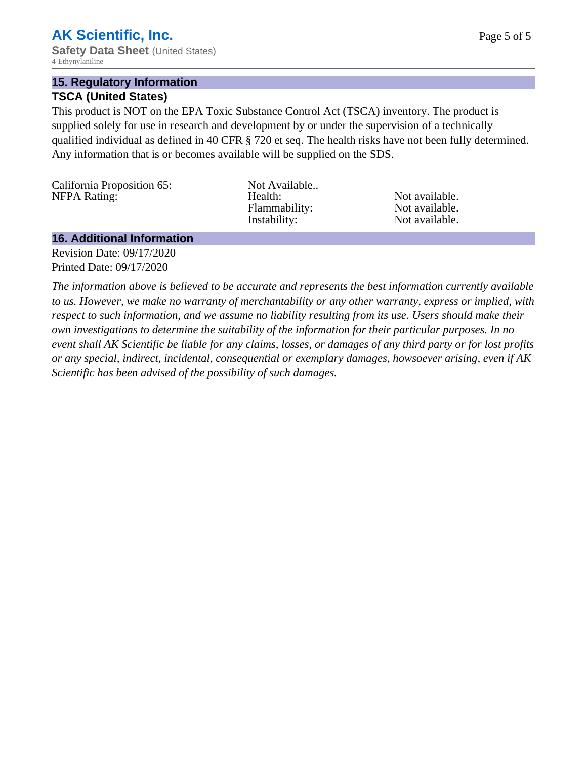## 15. Regulatory Information

### TSCA (United States)

This product is NOT on the EPA Toxic Substance Control Act (TSCA) inventory. The product is supplied solely for use in research and development by or under the supervision of a technically qualified individual as defined in 40 CFR § 720 et seq. The health risks have not been fully determined. Any information that is or becomes available will be supplied on the SDS.

| | | |
|---|---|---|
| California Proposition 65: | Not Available.. | |
| NFPA Rating: | Health: | Not available. |
| | Flammability: | Not available. |
| | Instability: | Not available. |

## 16. Additional Information

Revision Date: 09/17/2020
Printed Date: 09/17/2020

*The information above is believed to be accurate and represents the best information currently available to us. However, we make no warranty of merchantability or any other warranty, express or implied, with respect to such information, and we assume no liability resulting from its use. Users should make their own investigations to determine the suitability of the information for their particular purposes. In no event shall AK Scientific be liable for any claims, losses, or damages of any third party or for lost profits or any special, indirect, incidental, consequential or exemplary damages, howsoever arising, even if AK Scientific has been advised of the possibility of such damages.*